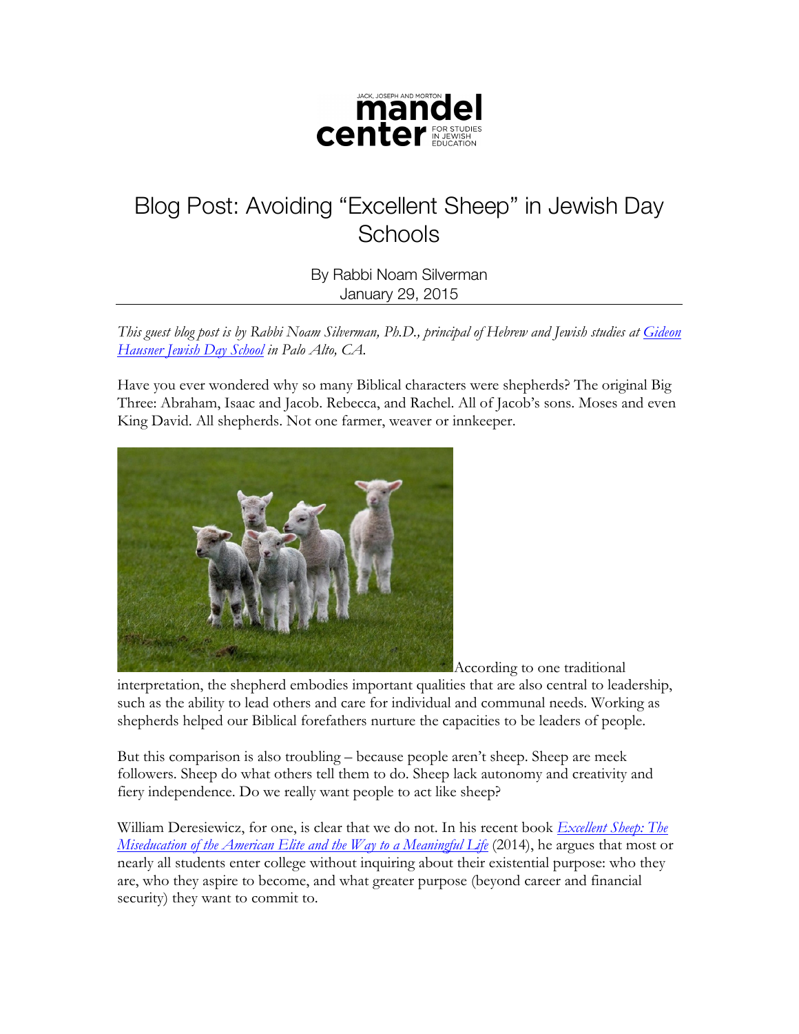JACK, JOSEPH AND MORTON **mandel center** FOR STUDIES IN JEWISH EDUCATION

# Blog Post: Avoiding "Excellent Sheep" in Jewish Day Schools

By Rabbi Noam Silverman
January 29, 2015

---

*This guest blog post is by Rabbi Noam Silverman, Ph.D., principal of Hebrew and Jewish studies at [Gideon Hausner Jewish Day School] in Palo Alto, CA.*

Have you ever wondered why so many Biblical characters were shepherds? The original Big Three: Abraham, Isaac and Jacob. Rebecca, and Rachel. All of Jacob's sons. Moses and even King David. All shepherds. Not one farmer, weaver or innkeeper.

According to one traditional interpretation, the shepherd embodies important qualities that are also central to leadership, such as the ability to lead others and care for individual and communal needs. Working as shepherds helped our Biblical forefathers nurture the capacities to be leaders of people.

But this comparison is also troubling – because people aren't sheep. Sheep are meek followers. Sheep do what others tell them to do. Sheep lack autonomy and creativity and fiery independence. Do we really want people to act like sheep?

William Deresiewicz, for one, is clear that we do not. In his recent book *Excellent Sheep: The Miseducation of the American Elite and the Way to a Meaningful Life* (2014), he argues that most or nearly all students enter college without inquiring about their existential purpose: who they are, who they aspire to become, and what greater purpose (beyond career and financial security) they want to commit to.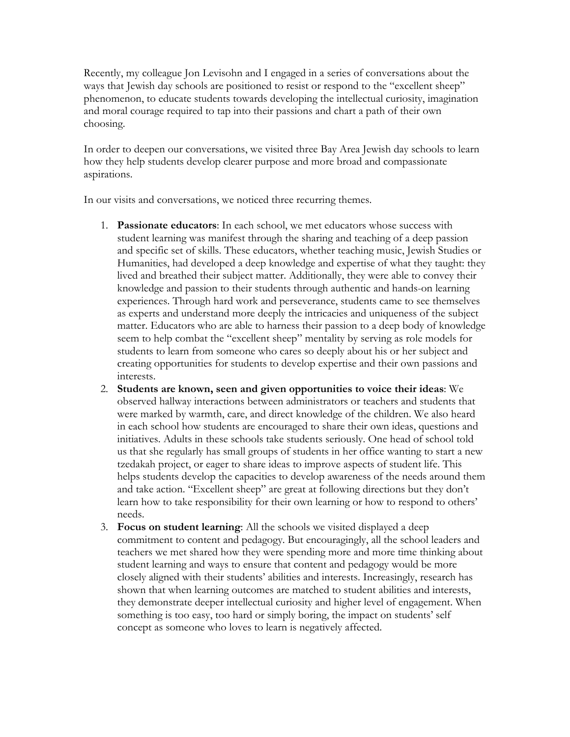Recently, my colleague Jon Levisohn and I engaged in a series of conversations about the ways that Jewish day schools are positioned to resist or respond to the "excellent sheep" phenomenon, to educate students towards developing the intellectual curiosity, imagination and moral courage required to tap into their passions and chart a path of their own choosing.

In order to deepen our conversations, we visited three Bay Area Jewish day schools to learn how they help students develop clearer purpose and more broad and compassionate aspirations.

In our visits and conversations, we noticed three recurring themes.

1. **Passionate educators**: In each school, we met educators whose success with student learning was manifest through the sharing and teaching of a deep passion and specific set of skills. These educators, whether teaching music, Jewish Studies or Humanities, had developed a deep knowledge and expertise of what they taught: they lived and breathed their subject matter. Additionally, they were able to convey their knowledge and passion to their students through authentic and hands-on learning experiences. Through hard work and perseverance, students came to see themselves as experts and understand more deeply the intricacies and uniqueness of the subject matter. Educators who are able to harness their passion to a deep body of knowledge seem to help combat the "excellent sheep" mentality by serving as role models for students to learn from someone who cares so deeply about his or her subject and creating opportunities for students to develop expertise and their own passions and interests.
2. **Students are known, seen and given opportunities to voice their ideas**: We observed hallway interactions between administrators or teachers and students that were marked by warmth, care, and direct knowledge of the children. We also heard in each school how students are encouraged to share their own ideas, questions and initiatives. Adults in these schools take students seriously. One head of school told us that she regularly has small groups of students in her office wanting to start a new tzedakah project, or eager to share ideas to improve aspects of student life. This helps students develop the capacities to develop awareness of the needs around them and take action. "Excellent sheep" are great at following directions but they don't learn how to take responsibility for their own learning or how to respond to others' needs.
3. **Focus on student learning**: All the schools we visited displayed a deep commitment to content and pedagogy. But encouragingly, all the school leaders and teachers we met shared how they were spending more and more time thinking about student learning and ways to ensure that content and pedagogy would be more closely aligned with their students' abilities and interests. Increasingly, research has shown that when learning outcomes are matched to student abilities and interests, they demonstrate deeper intellectual curiosity and higher level of engagement. When something is too easy, too hard or simply boring, the impact on students' self concept as someone who loves to learn is negatively affected.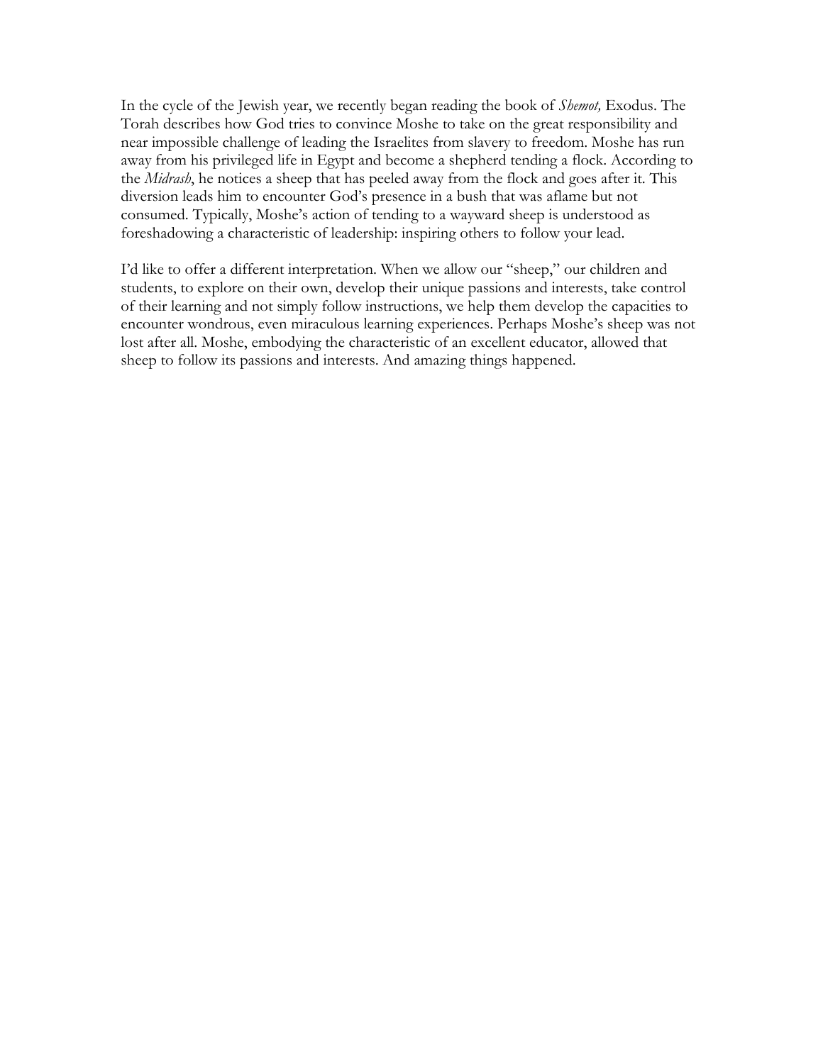In the cycle of the Jewish year, we recently began reading the book of *Shemot,* Exodus. The Torah describes how God tries to convince Moshe to take on the great responsibility and near impossible challenge of leading the Israelites from slavery to freedom. Moshe has run away from his privileged life in Egypt and become a shepherd tending a flock. According to the *Midrash*, he notices a sheep that has peeled away from the flock and goes after it. This diversion leads him to encounter God's presence in a bush that was aflame but not consumed. Typically, Moshe's action of tending to a wayward sheep is understood as foreshadowing a characteristic of leadership: inspiring others to follow your lead.

I'd like to offer a different interpretation. When we allow our "sheep," our children and students, to explore on their own, develop their unique passions and interests, take control of their learning and not simply follow instructions, we help them develop the capacities to encounter wondrous, even miraculous learning experiences. Perhaps Moshe's sheep was not lost after all. Moshe, embodying the characteristic of an excellent educator, allowed that sheep to follow its passions and interests. And amazing things happened.